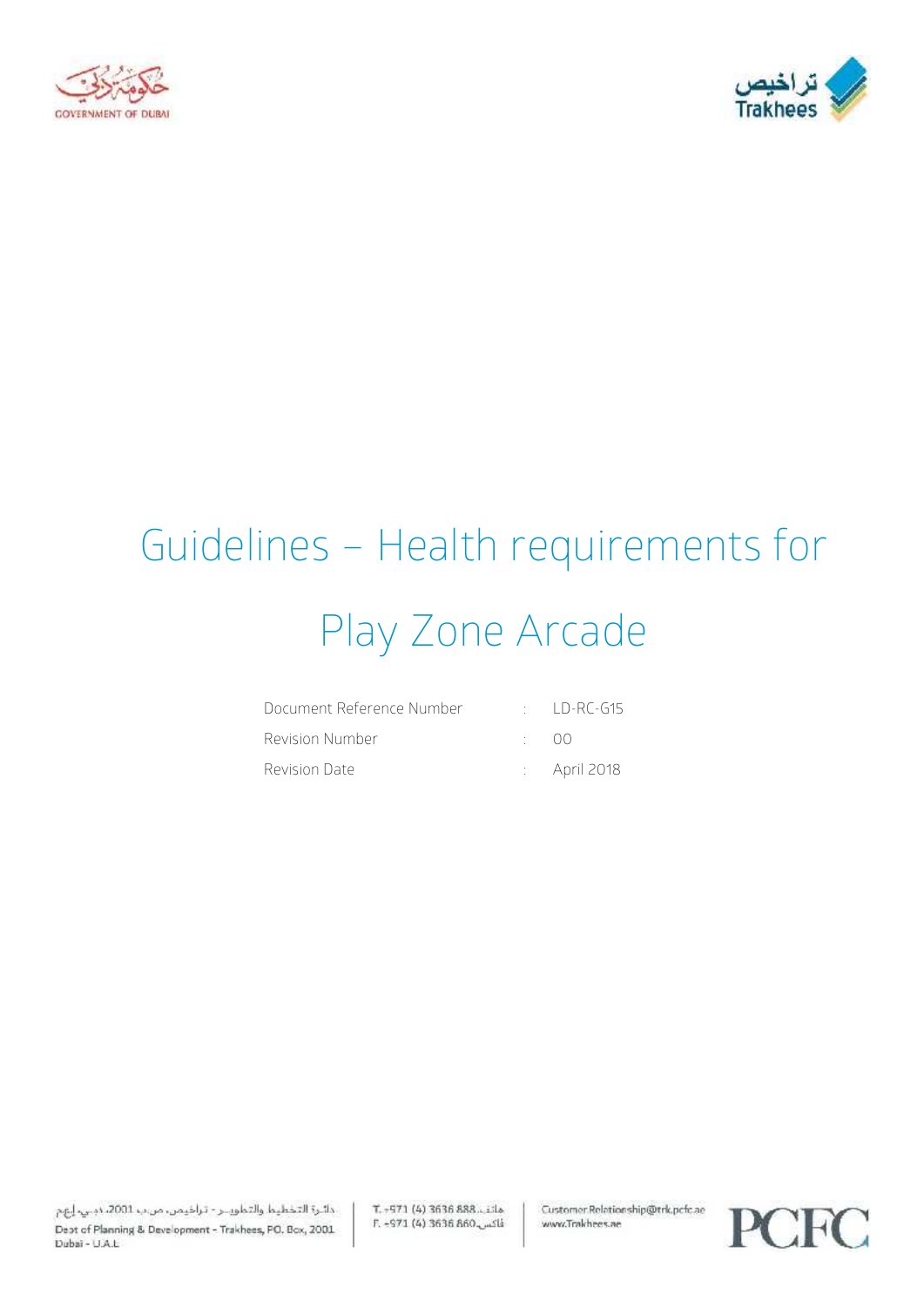# Guidelines – Health requirements for Play Zone Arcade

| | | |
|---|---|---|
| Document Reference Number | : | LD-RC-G15 |
| Revision Number | : | 00 |
| Revision Date | : | April 2018 |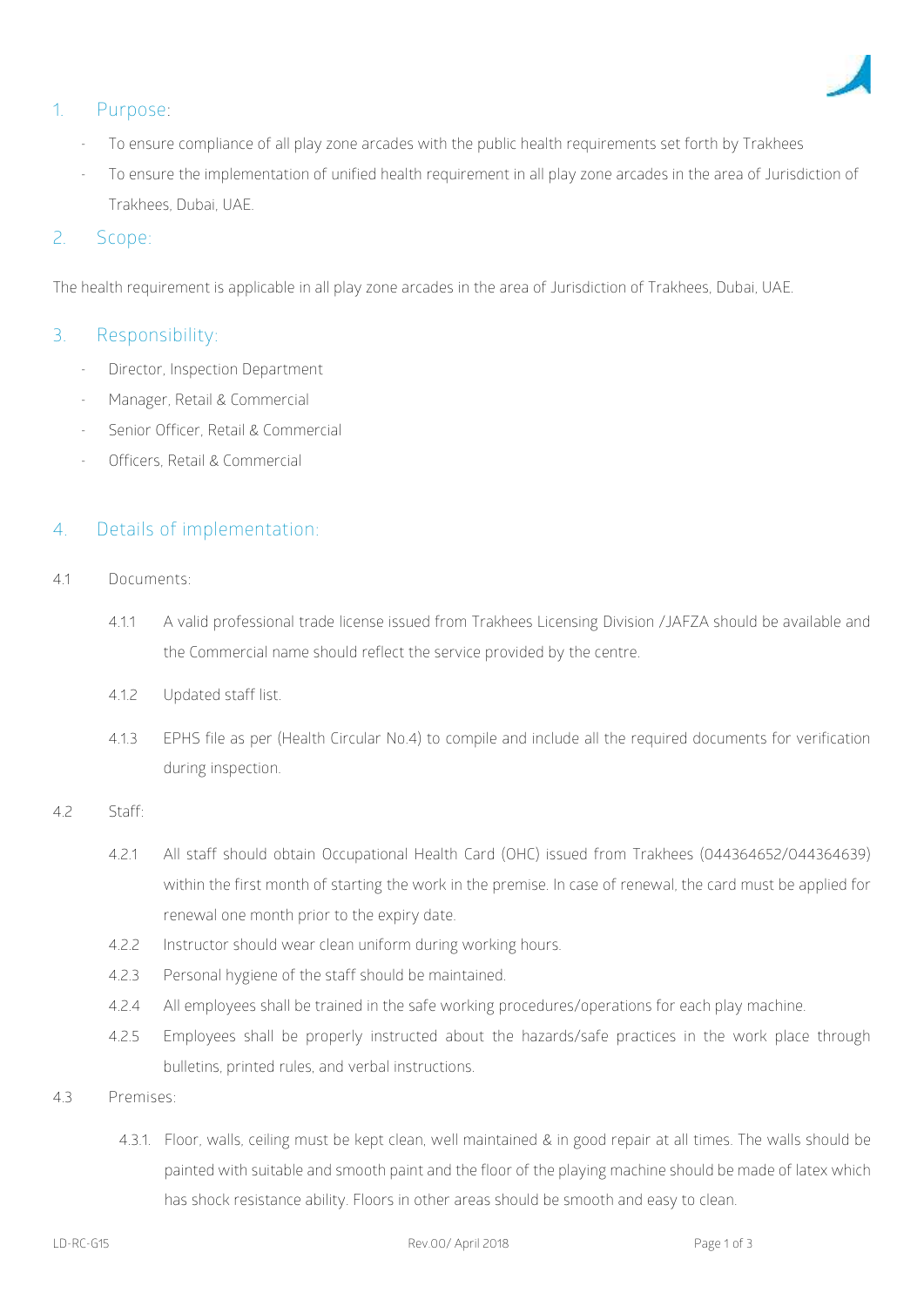## 1. Purpose:

- To ensure compliance of all play zone arcades with the public health requirements set forth by Trakhees
- To ensure the implementation of unified health requirement in all play zone arcades in the area of Jurisdiction of Trakhees, Dubai, UAE.

## 2. Scope:

The health requirement is applicable in all play zone arcades in the area of Jurisdiction of Trakhees, Dubai, UAE.

## 3. Responsibility:

- Director, Inspection Department
- Manager, Retail & Commercial
- Senior Officer, Retail & Commercial
- Officers, Retail & Commercial

## 4. Details of implementation:

4.1 Documents:

4.1.1 A valid professional trade license issued from Trakhees Licensing Division /JAFZA should be available and the Commercial name should reflect the service provided by the centre.

4.1.2 Updated staff list.

4.1.3 EPHS file as per (Health Circular No.4) to compile and include all the required documents for verification during inspection.

4.2 Staff:

4.2.1 All staff should obtain Occupational Health Card (OHC) issued from Trakhees (044364652/044364639) within the first month of starting the work in the premise. In case of renewal, the card must be applied for renewal one month prior to the expiry date.

4.2.2 Instructor should wear clean uniform during working hours.

4.2.3 Personal hygiene of the staff should be maintained.

4.2.4 All employees shall be trained in the safe working procedures/operations for each play machine.

4.2.5 Employees shall be properly instructed about the hazards/safe practices in the work place through bulletins, printed rules, and verbal instructions.

4.3 Premises:

4.3.1. Floor, walls, ceiling must be kept clean, well maintained & in good repair at all times. The walls should be painted with suitable and smooth paint and the floor of the playing machine should be made of latex which has shock resistance ability. Floors in other areas should be smooth and easy to clean.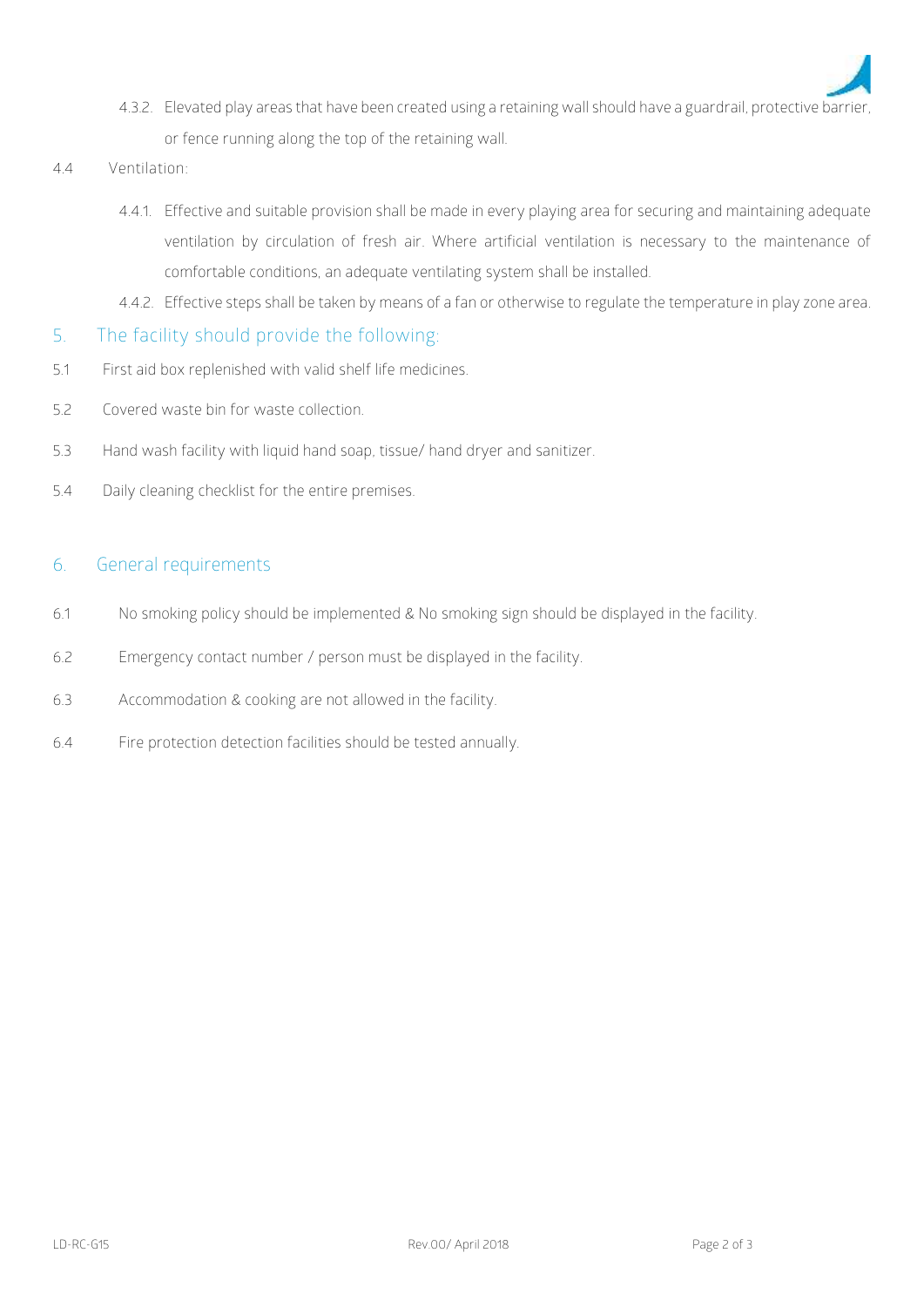4.3.2. Elevated play areas that have been created using a retaining wall should have a guardrail, protective barrier, or fence running along the top of the retaining wall.

4.4 Ventilation:

4.4.1. Effective and suitable provision shall be made in every playing area for securing and maintaining adequate ventilation by circulation of fresh air. Where artificial ventilation is necessary to the maintenance of comfortable conditions, an adequate ventilating system shall be installed.

4.4.2. Effective steps shall be taken by means of a fan or otherwise to regulate the temperature in play zone area.

## 5. The facility should provide the following:

5.1 First aid box replenished with valid shelf life medicines.

5.2 Covered waste bin for waste collection.

5.3 Hand wash facility with liquid hand soap, tissue/ hand dryer and sanitizer.

5.4 Daily cleaning checklist for the entire premises.

## 6. General requirements

6.1 No smoking policy should be implemented & No smoking sign should be displayed in the facility.

6.2 Emergency contact number / person must be displayed in the facility.

6.3 Accommodation & cooking are not allowed in the facility.

6.4 Fire protection detection facilities should be tested annually.